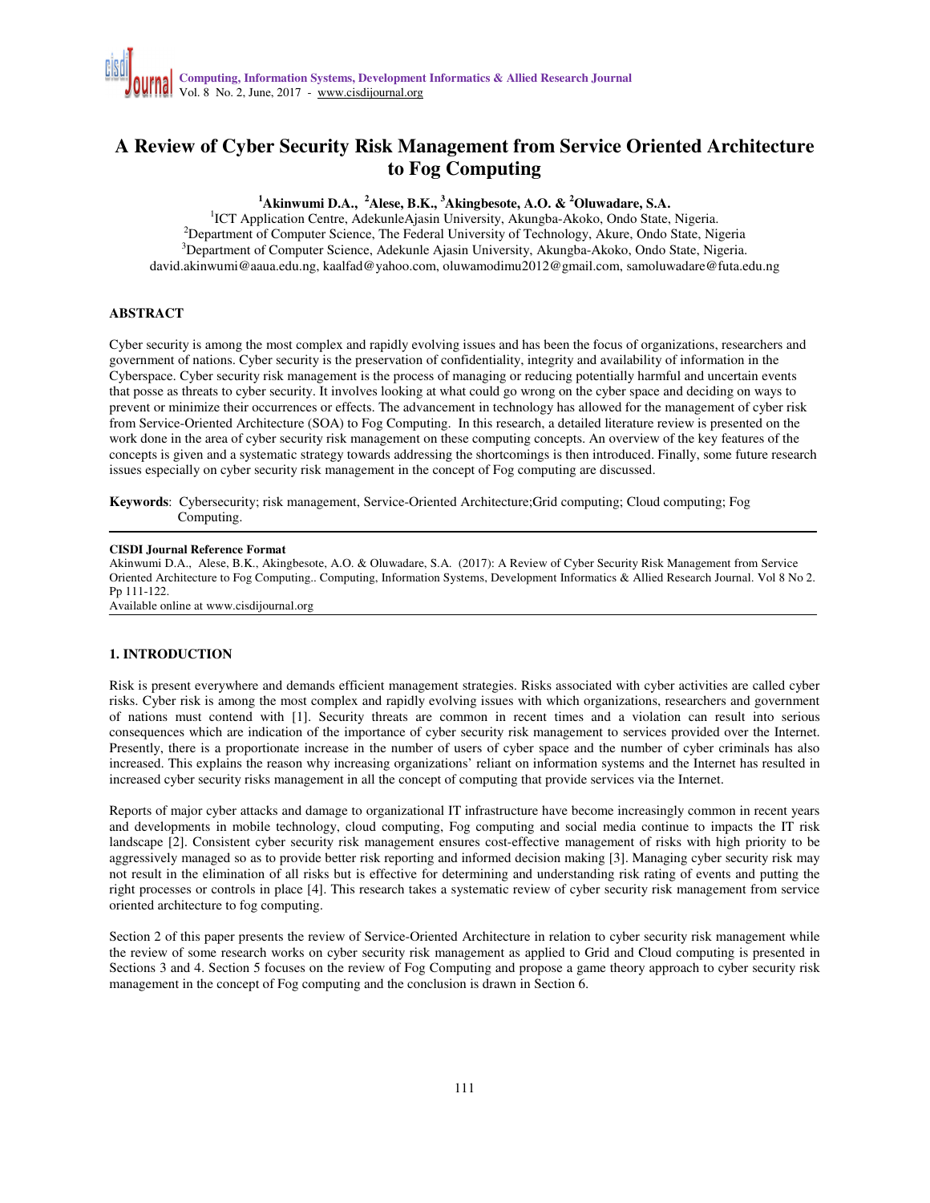# A Review of Cyber Security Risk Management from Service Oriented Architecture to Fog Computing

**[1]Akinwumi D.A., [2]Alese, B.K., [3]Akingbesote, A.O. & [2]Oluwadare, S.A.**

[1]ICT Application Centre, AdekunleAjasin University, Akungba-Akoko, Ondo State, Nigeria.
[2]Department of Computer Science, The Federal University of Technology, Akure, Ondo State, Nigeria
[3]Department of Computer Science, Adekunle Ajasin University, Akungba-Akoko, Ondo State, Nigeria.
david.akinwumi@aaua.edu.ng, kaalfad@yahoo.com, oluwamodimu2012@gmail.com, samoluwadare@futa.edu.ng

## ABSTRACT

Cyber security is among the most complex and rapidly evolving issues and has been the focus of organizations, researchers and government of nations. Cyber security is the preservation of confidentiality, integrity and availability of information in the Cyberspace. Cyber security risk management is the process of managing or reducing potentially harmful and uncertain events that posse as threats to cyber security. It involves looking at what could go wrong on the cyber space and deciding on ways to prevent or minimize their occurrences or effects. The advancement in technology has allowed for the management of cyber risk from Service-Oriented Architecture (SOA) to Fog Computing. In this research, a detailed literature review is presented on the work done in the area of cyber security risk management on these computing concepts. An overview of the key features of the concepts is given and a systematic strategy towards addressing the shortcomings is then introduced. Finally, some future research issues especially on cyber security risk management in the concept of Fog computing are discussed.

**Keywords**: Cybersecurity; risk management, Service-Oriented Architecture;Grid computing; Cloud computing; Fog Computing.

---

**CISDI Journal Reference Format**
Akinwumi D.A., Alese, B.K., Akingbesote, A.O. & Oluwadare, S.A. (2017): A Review of Cyber Security Risk Management from Service Oriented Architecture to Fog Computing.. Computing, Information Systems, Development Informatics & Allied Research Journal. Vol 8 No 2. Pp 111-122.
Available online at www.cisdijournal.org

---

## 1. INTRODUCTION

Risk is present everywhere and demands efficient management strategies. Risks associated with cyber activities are called cyber risks. Cyber risk is among the most complex and rapidly evolving issues with which organizations, researchers and government of nations must contend with [1]. Security threats are common in recent times and a violation can result into serious consequences which are indication of the importance of cyber security risk management to services provided over the Internet. Presently, there is a proportionate increase in the number of users of cyber space and the number of cyber criminals has also increased. This explains the reason why increasing organizations' reliant on information systems and the Internet has resulted in increased cyber security risks management in all the concept of computing that provide services via the Internet.

Reports of major cyber attacks and damage to organizational IT infrastructure have become increasingly common in recent years and developments in mobile technology, cloud computing, Fog computing and social media continue to impacts the IT risk landscape [2]. Consistent cyber security risk management ensures cost-effective management of risks with high priority to be aggressively managed so as to provide better risk reporting and informed decision making [3]. Managing cyber security risk may not result in the elimination of all risks but is effective for determining and understanding risk rating of events and putting the right processes or controls in place [4]. This research takes a systematic review of cyber security risk management from service oriented architecture to fog computing.

Section 2 of this paper presents the review of Service-Oriented Architecture in relation to cyber security risk management while the review of some research works on cyber security risk management as applied to Grid and Cloud computing is presented in Sections 3 and 4. Section 5 focuses on the review of Fog Computing and propose a game theory approach to cyber security risk management in the concept of Fog computing and the conclusion is drawn in Section 6.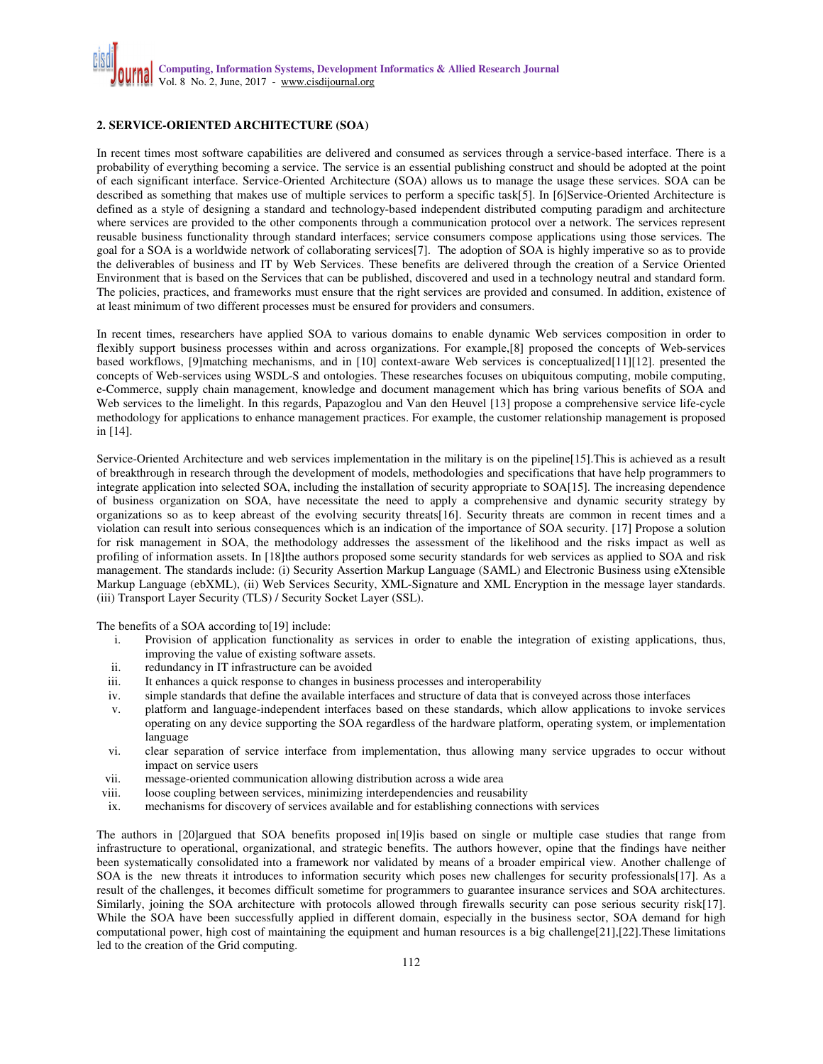### 2. SERVICE-ORIENTED ARCHITECTURE (SOA)

In recent times most software capabilities are delivered and consumed as services through a service-based interface. There is a probability of everything becoming a service. The service is an essential publishing construct and should be adopted at the point of each significant interface. Service-Oriented Architecture (SOA) allows us to manage the usage these services. SOA can be described as something that makes use of multiple services to perform a specific task[5]. In [6]Service-Oriented Architecture is defined as a style of designing a standard and technology-based independent distributed computing paradigm and architecture where services are provided to the other components through a communication protocol over a network. The services represent reusable business functionality through standard interfaces; service consumers compose applications using those services. The goal for a SOA is a worldwide network of collaborating services[7]. The adoption of SOA is highly imperative so as to provide the deliverables of business and IT by Web Services. These benefits are delivered through the creation of a Service Oriented Environment that is based on the Services that can be published, discovered and used in a technology neutral and standard form. The policies, practices, and frameworks must ensure that the right services are provided and consumed. In addition, existence of at least minimum of two different processes must be ensured for providers and consumers.

In recent times, researchers have applied SOA to various domains to enable dynamic Web services composition in order to flexibly support business processes within and across organizations. For example,[8] proposed the concepts of Web-services based workflows, [9]matching mechanisms, and in [10] context-aware Web services is conceptualized[11][12]. presented the concepts of Web-services using WSDL-S and ontologies. These researches focuses on ubiquitous computing, mobile computing, e-Commerce, supply chain management, knowledge and document management which has bring various benefits of SOA and Web services to the limelight. In this regards, Papazoglou and Van den Heuvel [13] propose a comprehensive service life-cycle methodology for applications to enhance management practices. For example, the customer relationship management is proposed in [14].

Service-Oriented Architecture and web services implementation in the military is on the pipeline[15].This is achieved as a result of breakthrough in research through the development of models, methodologies and specifications that have help programmers to integrate application into selected SOA, including the installation of security appropriate to SOA[15]. The increasing dependence of business organization on SOA, have necessitate the need to apply a comprehensive and dynamic security strategy by organizations so as to keep abreast of the evolving security threats[16]. Security threats are common in recent times and a violation can result into serious consequences which is an indication of the importance of SOA security. [17] Propose a solution for risk management in SOA, the methodology addresses the assessment of the likelihood and the risks impact as well as profiling of information assets. In [18]the authors proposed some security standards for web services as applied to SOA and risk management. The standards include: (i) Security Assertion Markup Language (SAML) and Electronic Business using eXtensible Markup Language (ebXML), (ii) Web Services Security, XML-Signature and XML Encryption in the message layer standards. (iii) Transport Layer Security (TLS) / Security Socket Layer (SSL).

The benefits of a SOA according to[19] include:

i. Provision of application functionality as services in order to enable the integration of existing applications, thus, improving the value of existing software assets.
ii. redundancy in IT infrastructure can be avoided
iii. It enhances a quick response to changes in business processes and interoperability
iv. simple standards that define the available interfaces and structure of data that is conveyed across those interfaces
v. platform and language-independent interfaces based on these standards, which allow applications to invoke services operating on any device supporting the SOA regardless of the hardware platform, operating system, or implementation language
vi. clear separation of service interface from implementation, thus allowing many service upgrades to occur without impact on service users
vii. message-oriented communication allowing distribution across a wide area
viii. loose coupling between services, minimizing interdependencies and reusability
ix. mechanisms for discovery of services available and for establishing connections with services

The authors in [20]argued that SOA benefits proposed in[19]is based on single or multiple case studies that range from infrastructure to operational, organizational, and strategic benefits. The authors however, opine that the findings have neither been systematically consolidated into a framework nor validated by means of a broader empirical view. Another challenge of SOA is the new threats it introduces to information security which poses new challenges for security professionals[17]. As a result of the challenges, it becomes difficult sometime for programmers to guarantee insurance services and SOA architectures. Similarly, joining the SOA architecture with protocols allowed through firewalls security can pose serious security risk[17]. While the SOA have been successfully applied in different domain, especially in the business sector, SOA demand for high computational power, high cost of maintaining the equipment and human resources is a big challenge[21],[22].These limitations led to the creation of the Grid computing.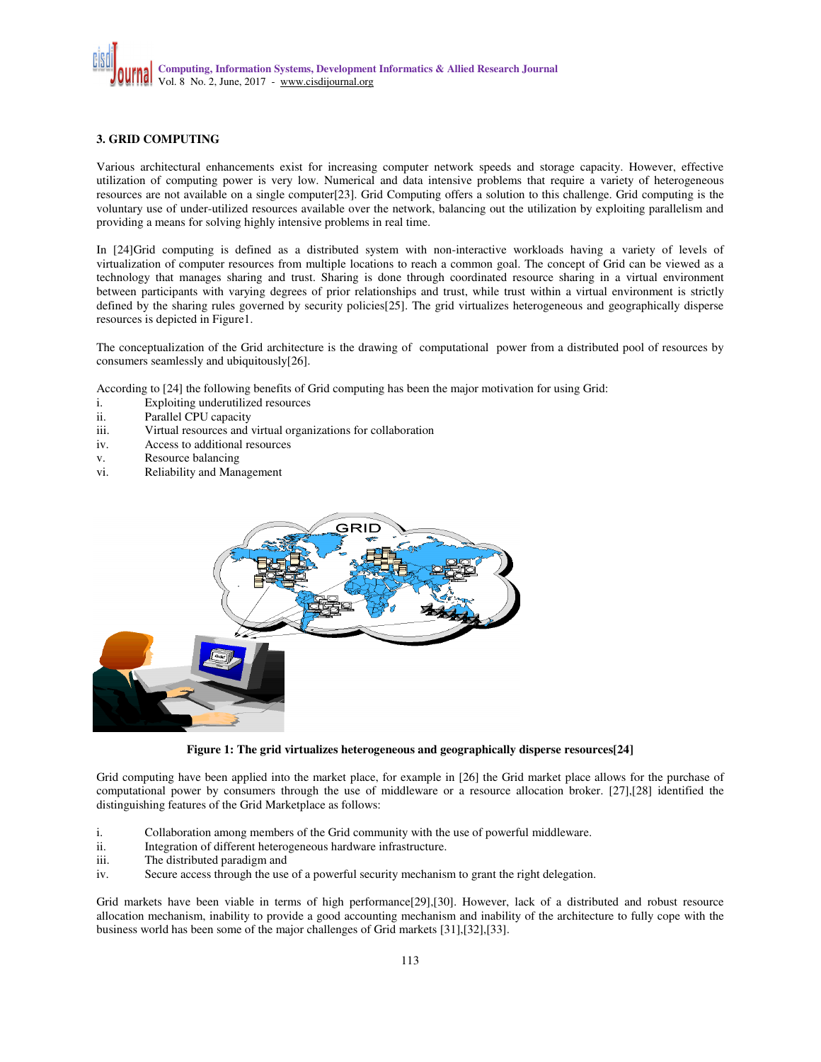### 3. GRID COMPUTING

Various architectural enhancements exist for increasing computer network speeds and storage capacity. However, effective utilization of computing power is very low. Numerical and data intensive problems that require a variety of heterogeneous resources are not available on a single computer[23]. Grid Computing offers a solution to this challenge. Grid computing is the voluntary use of under-utilized resources available over the network, balancing out the utilization by exploiting parallelism and providing a means for solving highly intensive problems in real time.

In [24]Grid computing is defined as a distributed system with non-interactive workloads having a variety of levels of virtualization of computer resources from multiple locations to reach a common goal. The concept of Grid can be viewed as a technology that manages sharing and trust. Sharing is done through coordinated resource sharing in a virtual environment between participants with varying degrees of prior relationships and trust, while trust within a virtual environment is strictly defined by the sharing rules governed by security policies[25]. The grid virtualizes heterogeneous and geographically disperse resources is depicted in Figure1.

The conceptualization of the Grid architecture is the drawing of computational power from a distributed pool of resources by consumers seamlessly and ubiquitously[26].

According to [24] the following benefits of Grid computing has been the major motivation for using Grid:

i. Exploiting underutilized resources
ii. Parallel CPU capacity
iii. Virtual resources and virtual organizations for collaboration
iv. Access to additional resources
v. Resource balancing
vi. Reliability and Management

**Figure 1: The grid virtualizes heterogeneous and geographically disperse resources[24]**

Grid computing have been applied into the market place, for example in [26] the Grid market place allows for the purchase of computational power by consumers through the use of middleware or a resource allocation broker. [27],[28] identified the distinguishing features of the Grid Marketplace as follows:

i. Collaboration among members of the Grid community with the use of powerful middleware.
ii. Integration of different heterogeneous hardware infrastructure.
iii. The distributed paradigm and
iv. Secure access through the use of a powerful security mechanism to grant the right delegation.

Grid markets have been viable in terms of high performance[29],[30]. However, lack of a distributed and robust resource allocation mechanism, inability to provide a good accounting mechanism and inability of the architecture to fully cope with the business world has been some of the major challenges of Grid markets [31],[32],[33].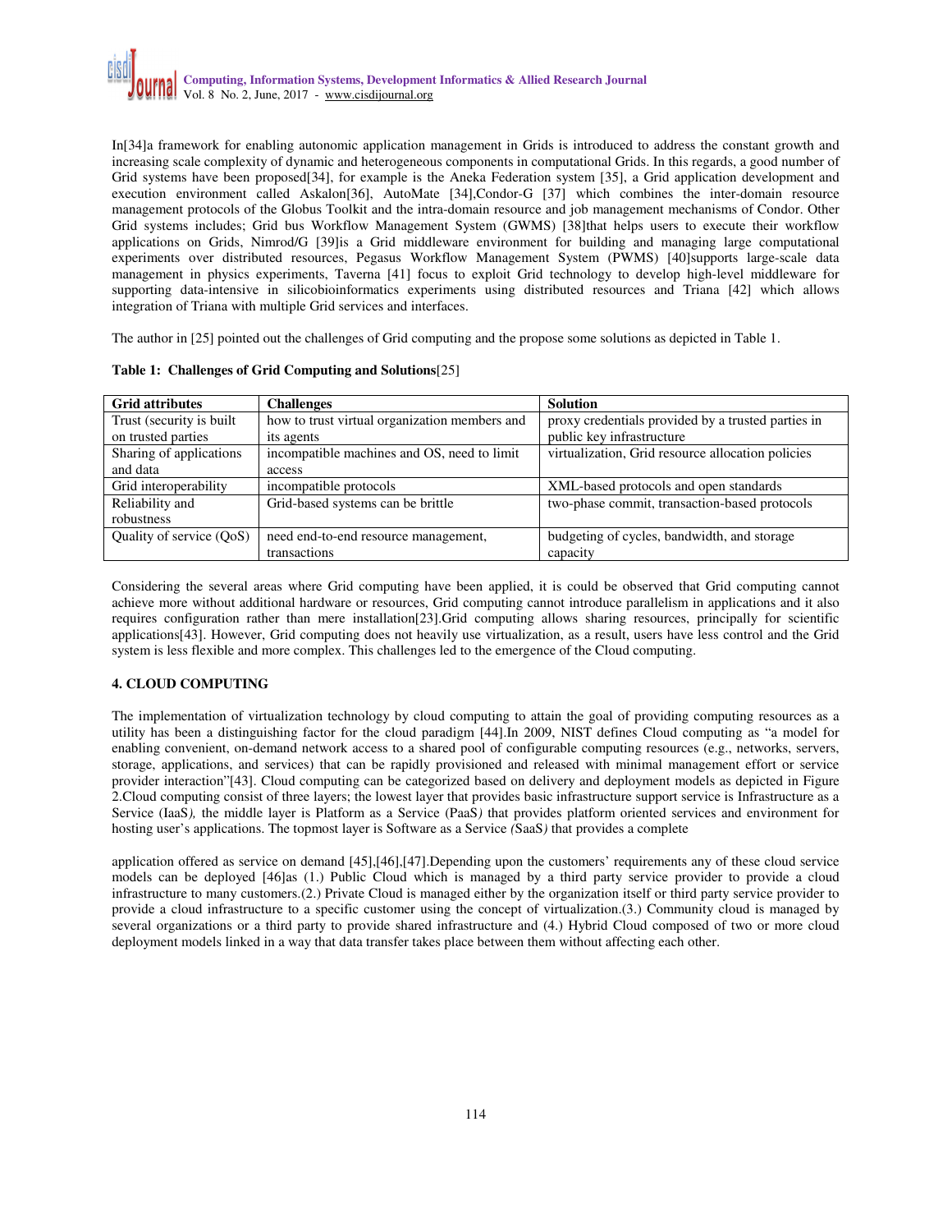In[34]a framework for enabling autonomic application management in Grids is introduced to address the constant growth and increasing scale complexity of dynamic and heterogeneous components in computational Grids. In this regards, a good number of Grid systems have been proposed[34], for example is the Aneka Federation system [35], a Grid application development and execution environment called Askalon[36], AutoMate [34],Condor-G [37] which combines the inter-domain resource management protocols of the Globus Toolkit and the intra-domain resource and job management mechanisms of Condor. Other Grid systems includes; Grid bus Workflow Management System (GWMS) [38]that helps users to execute their workflow applications on Grids, Nimrod/G [39]is a Grid middleware environment for building and managing large computational experiments over distributed resources, Pegasus Workflow Management System (PWMS) [40]supports large-scale data management in physics experiments, Taverna [41] focus to exploit Grid technology to develop high-level middleware for supporting data-intensive in silicobioinformatics experiments using distributed resources and Triana [42] which allows integration of Triana with multiple Grid services and interfaces.

The author in [25] pointed out the challenges of Grid computing and the propose some solutions as depicted in Table 1.

**Table 1: Challenges of Grid Computing and Solutions**[25]

| Grid attributes | Challenges | Solution |
|---|---|---|
| Trust (security is built on trusted parties | how to trust virtual organization members and its agents | proxy credentials provided by a trusted parties in public key infrastructure |
| Sharing of applications and data | incompatible machines and OS, need to limit access | virtualization, Grid resource allocation policies |
| Grid interoperability | incompatible protocols | XML-based protocols and open standards |
| Reliability and robustness | Grid-based systems can be brittle | two-phase commit, transaction-based protocols |
| Quality of service (QoS) | need end-to-end resource management, transactions | budgeting of cycles, bandwidth, and storage capacity |

Considering the several areas where Grid computing have been applied, it is could be observed that Grid computing cannot achieve more without additional hardware or resources, Grid computing cannot introduce parallelism in applications and it also requires configuration rather than mere installation[23].Grid computing allows sharing resources, principally for scientific applications[43]. However, Grid computing does not heavily use virtualization, as a result, users have less control and the Grid system is less flexible and more complex. This challenges led to the emergence of the Cloud computing.

## 4. CLOUD COMPUTING

The implementation of virtualization technology by cloud computing to attain the goal of providing computing resources as a utility has been a distinguishing factor for the cloud paradigm [44].In 2009, NIST defines Cloud computing as "a model for enabling convenient, on-demand network access to a shared pool of configurable computing resources (e.g., networks, servers, storage, applications, and services) that can be rapidly provisioned and released with minimal management effort or service provider interaction"[43]. Cloud computing can be categorized based on delivery and deployment models as depicted in Figure 2.Cloud computing consist of three layers; the lowest layer that provides basic infrastructure support service is Infrastructure as a Service (IaaS*),* the middle layer is Platform as a Service (PaaS*)* that provides platform oriented services and environment for hosting user's applications. The topmost layer is Software as a Service *(*SaaS*)* that provides a complete

application offered as service on demand [45],[46],[47].Depending upon the customers' requirements any of these cloud service models can be deployed [46]as (1.) Public Cloud which is managed by a third party service provider to provide a cloud infrastructure to many customers.(2.) Private Cloud is managed either by the organization itself or third party service provider to provide a cloud infrastructure to a specific customer using the concept of virtualization.(3.) Community cloud is managed by several organizations or a third party to provide shared infrastructure and (4.) Hybrid Cloud composed of two or more cloud deployment models linked in a way that data transfer takes place between them without affecting each other.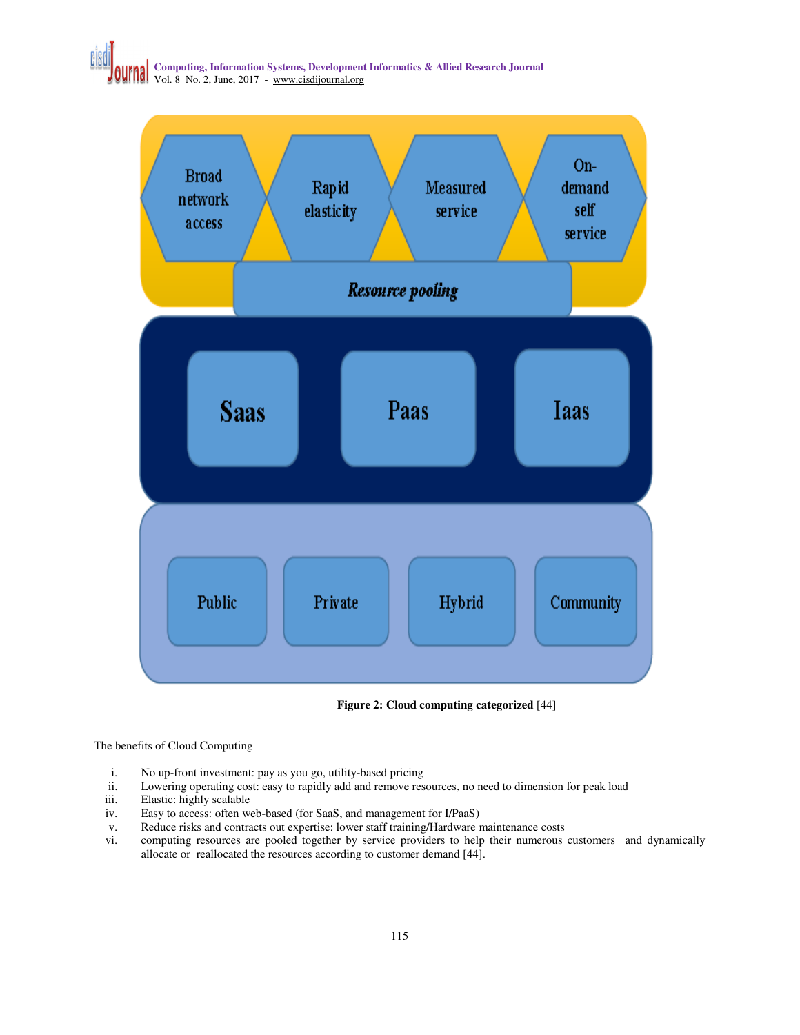**Figure 2: Cloud computing categorized** [44]

The benefits of Cloud Computing

i. No up-front investment: pay as you go, utility-based pricing
ii. Lowering operating cost: easy to rapidly add and remove resources, no need to dimension for peak load
iii. Elastic: highly scalable
iv. Easy to access: often web-based (for SaaS, and management for I/PaaS)
v. Reduce risks and contracts out expertise: lower staff training/Hardware maintenance costs
vi. computing resources are pooled together by service providers to help their numerous customers and dynamically allocate or reallocated the resources according to customer demand [44].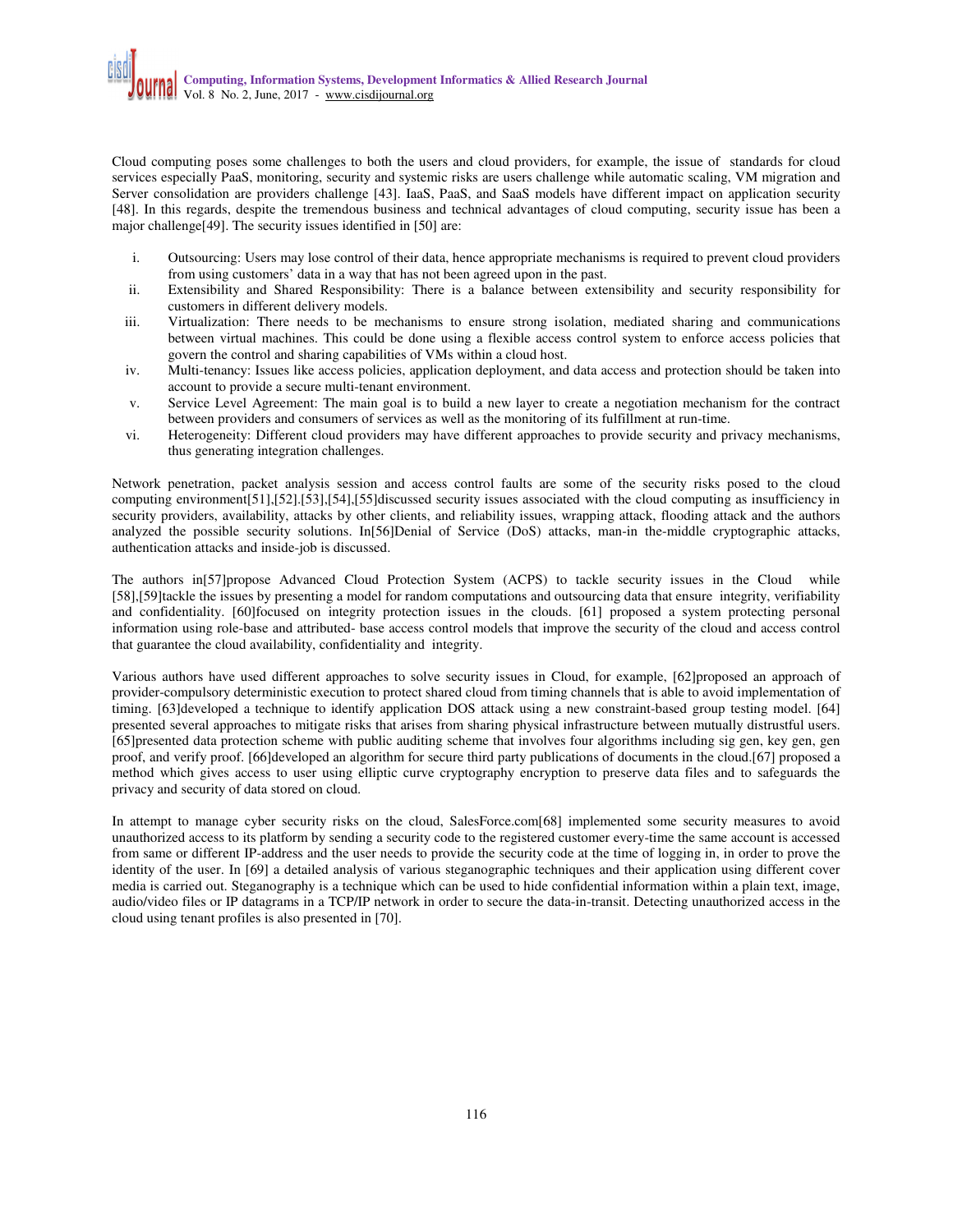Cloud computing poses some challenges to both the users and cloud providers, for example, the issue of standards for cloud services especially PaaS, monitoring, security and systemic risks are users challenge while automatic scaling, VM migration and Server consolidation are providers challenge [43]. IaaS, PaaS, and SaaS models have different impact on application security [48]. In this regards, despite the tremendous business and technical advantages of cloud computing, security issue has been a major challenge[49]. The security issues identified in [50] are:

i. Outsourcing: Users may lose control of their data, hence appropriate mechanisms is required to prevent cloud providers from using customers' data in a way that has not been agreed upon in the past.
ii. Extensibility and Shared Responsibility: There is a balance between extensibility and security responsibility for customers in different delivery models.
iii. Virtualization: There needs to be mechanisms to ensure strong isolation, mediated sharing and communications between virtual machines. This could be done using a flexible access control system to enforce access policies that govern the control and sharing capabilities of VMs within a cloud host.
iv. Multi-tenancy: Issues like access policies, application deployment, and data access and protection should be taken into account to provide a secure multi-tenant environment.
v. Service Level Agreement: The main goal is to build a new layer to create a negotiation mechanism for the contract between providers and consumers of services as well as the monitoring of its fulfillment at run-time.
vi. Heterogeneity: Different cloud providers may have different approaches to provide security and privacy mechanisms, thus generating integration challenges.

Network penetration, packet analysis session and access control faults are some of the security risks posed to the cloud computing environment[51],[52].[53],[54],[55]discussed security issues associated with the cloud computing as insufficiency in security providers, availability, attacks by other clients, and reliability issues, wrapping attack, flooding attack and the authors analyzed the possible security solutions. In[56]Denial of Service (DoS) attacks, man-in the-middle cryptographic attacks, authentication attacks and inside-job is discussed.

The authors in[57]propose Advanced Cloud Protection System (ACPS) to tackle security issues in the Cloud while [58],[59]tackle the issues by presenting a model for random computations and outsourcing data that ensure integrity, verifiability and confidentiality. [60]focused on integrity protection issues in the clouds. [61] proposed a system protecting personal information using role-base and attributed- base access control models that improve the security of the cloud and access control that guarantee the cloud availability, confidentiality and integrity.

Various authors have used different approaches to solve security issues in Cloud, for example, [62]proposed an approach of provider-compulsory deterministic execution to protect shared cloud from timing channels that is able to avoid implementation of timing. [63]developed a technique to identify application DOS attack using a new constraint-based group testing model. [64] presented several approaches to mitigate risks that arises from sharing physical infrastructure between mutually distrustful users. [65]presented data protection scheme with public auditing scheme that involves four algorithms including sig gen, key gen, gen proof, and verify proof. [66]developed an algorithm for secure third party publications of documents in the cloud.[67] proposed a method which gives access to user using elliptic curve cryptography encryption to preserve data files and to safeguards the privacy and security of data stored on cloud.

In attempt to manage cyber security risks on the cloud, SalesForce.com[68] implemented some security measures to avoid unauthorized access to its platform by sending a security code to the registered customer every-time the same account is accessed from same or different IP-address and the user needs to provide the security code at the time of logging in, in order to prove the identity of the user. In [69] a detailed analysis of various steganographic techniques and their application using different cover media is carried out. Steganography is a technique which can be used to hide confidential information within a plain text, image, audio/video files or IP datagrams in a TCP/IP network in order to secure the data-in-transit. Detecting unauthorized access in the cloud using tenant profiles is also presented in [70].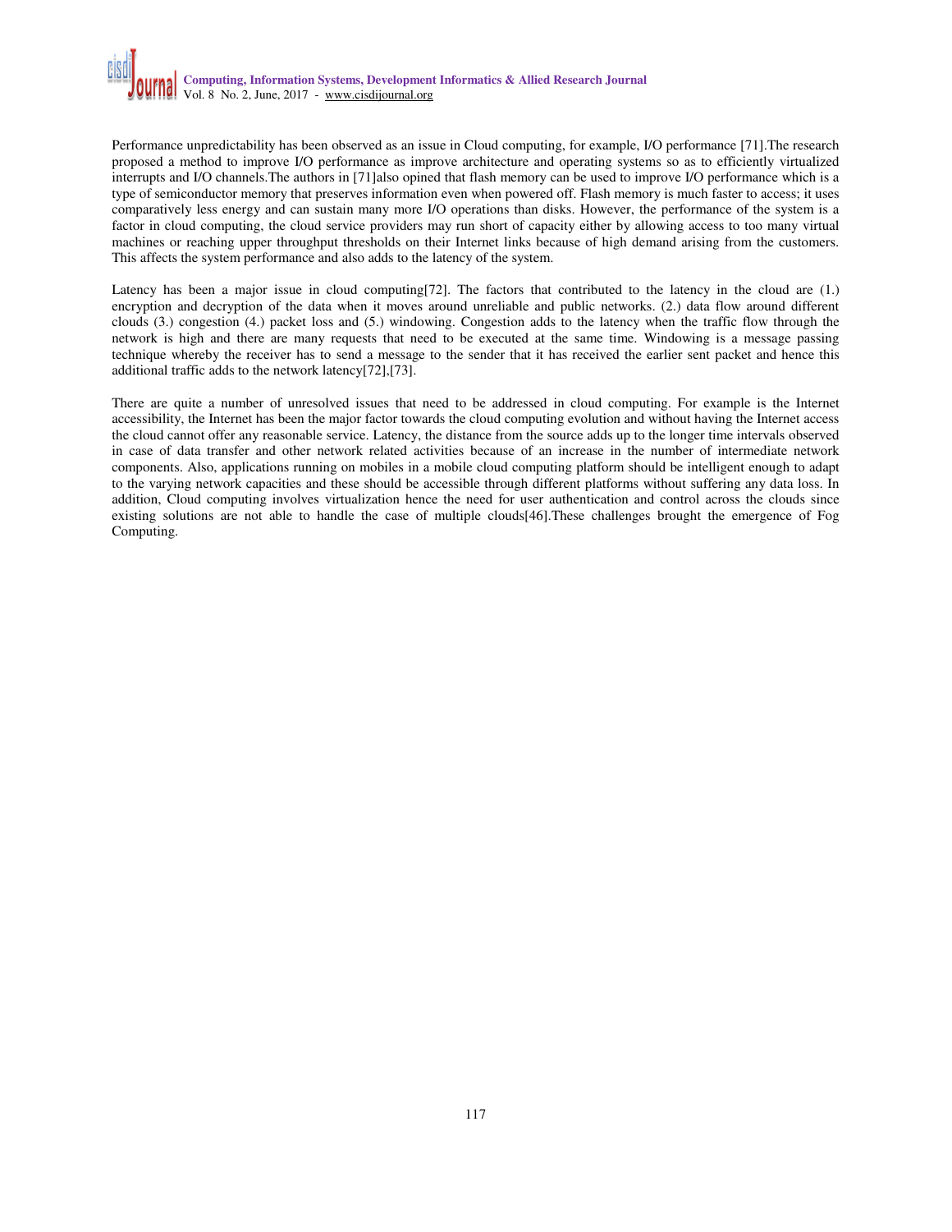Performance unpredictability has been observed as an issue in Cloud computing, for example, I/O performance [71].The research proposed a method to improve I/O performance as improve architecture and operating systems so as to efficiently virtualized interrupts and I/O channels.The authors in [71]also opined that flash memory can be used to improve I/O performance which is a type of semiconductor memory that preserves information even when powered off. Flash memory is much faster to access; it uses comparatively less energy and can sustain many more I/O operations than disks. However, the performance of the system is a factor in cloud computing, the cloud service providers may run short of capacity either by allowing access to too many virtual machines or reaching upper throughput thresholds on their Internet links because of high demand arising from the customers. This affects the system performance and also adds to the latency of the system.

Latency has been a major issue in cloud computing[72]. The factors that contributed to the latency in the cloud are (1.) encryption and decryption of the data when it moves around unreliable and public networks. (2.) data flow around different clouds (3.) congestion (4.) packet loss and (5.) windowing. Congestion adds to the latency when the traffic flow through the network is high and there are many requests that need to be executed at the same time. Windowing is a message passing technique whereby the receiver has to send a message to the sender that it has received the earlier sent packet and hence this additional traffic adds to the network latency[72],[73].

There are quite a number of unresolved issues that need to be addressed in cloud computing. For example is the Internet accessibility, the Internet has been the major factor towards the cloud computing evolution and without having the Internet access the cloud cannot offer any reasonable service. Latency, the distance from the source adds up to the longer time intervals observed in case of data transfer and other network related activities because of an increase in the number of intermediate network components. Also, applications running on mobiles in a mobile cloud computing platform should be intelligent enough to adapt to the varying network capacities and these should be accessible through different platforms without suffering any data loss. In addition, Cloud computing involves virtualization hence the need for user authentication and control across the clouds since existing solutions are not able to handle the case of multiple clouds[46].These challenges brought the emergence of Fog Computing.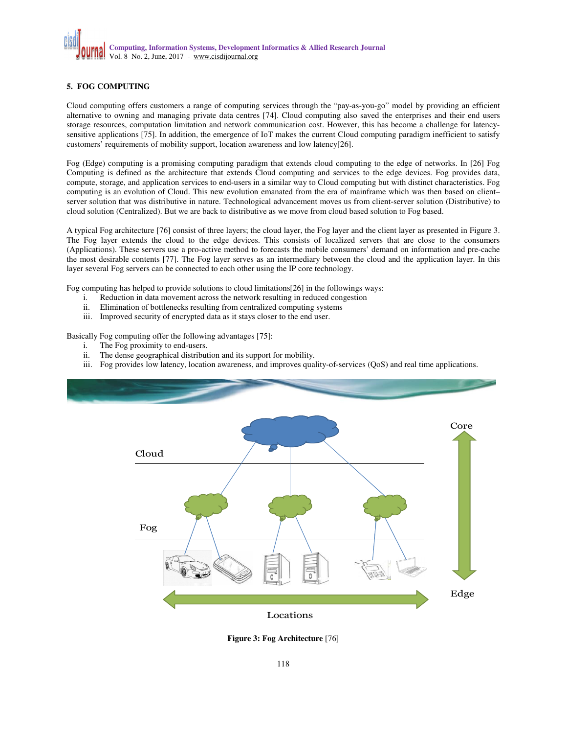## 5. FOG COMPUTING

Cloud computing offers customers a range of computing services through the "pay-as-you-go" model by providing an efficient alternative to owning and managing private data centres [74]. Cloud computing also saved the enterprises and their end users storage resources, computation limitation and network communication cost. However, this has become a challenge for latency-sensitive applications [75]. In addition, the emergence of IoT makes the current Cloud computing paradigm inefficient to satisfy customers' requirements of mobility support, location awareness and low latency[26].

Fog (Edge) computing is a promising computing paradigm that extends cloud computing to the edge of networks. In [26] Fog Computing is defined as the architecture that extends Cloud computing and services to the edge devices. Fog provides data, compute, storage, and application services to end-users in a similar way to Cloud computing but with distinct characteristics. Fog computing is an evolution of Cloud. This new evolution emanated from the era of mainframe which was then based on client–server solution that was distributive in nature. Technological advancement moves us from client-server solution (Distributive) to cloud solution (Centralized). But we are back to distributive as we move from cloud based solution to Fog based.

A typical Fog architecture [76] consist of three layers; the cloud layer, the Fog layer and the client layer as presented in Figure 3. The Fog layer extends the cloud to the edge devices. This consists of localized servers that are close to the consumers (Applications). These servers use a pro-active method to forecasts the mobile consumers' demand on information and pre-cache the most desirable contents [77]. The Fog layer serves as an intermediary between the cloud and the application layer. In this layer several Fog servers can be connected to each other using the IP core technology.

Fog computing has helped to provide solutions to cloud limitations[26] in the followings ways:

i. Reduction in data movement across the network resulting in reduced congestion
ii. Elimination of bottlenecks resulting from centralized computing systems
iii. Improved security of encrypted data as it stays closer to the end user.

Basically Fog computing offer the following advantages [75]:

i. The Fog proximity to end-users.
ii. The dense geographical distribution and its support for mobility.
iii. Fog provides low latency, location awareness, and improves quality-of-services (QoS) and real time applications.

**Figure 3: Fog Architecture** [76]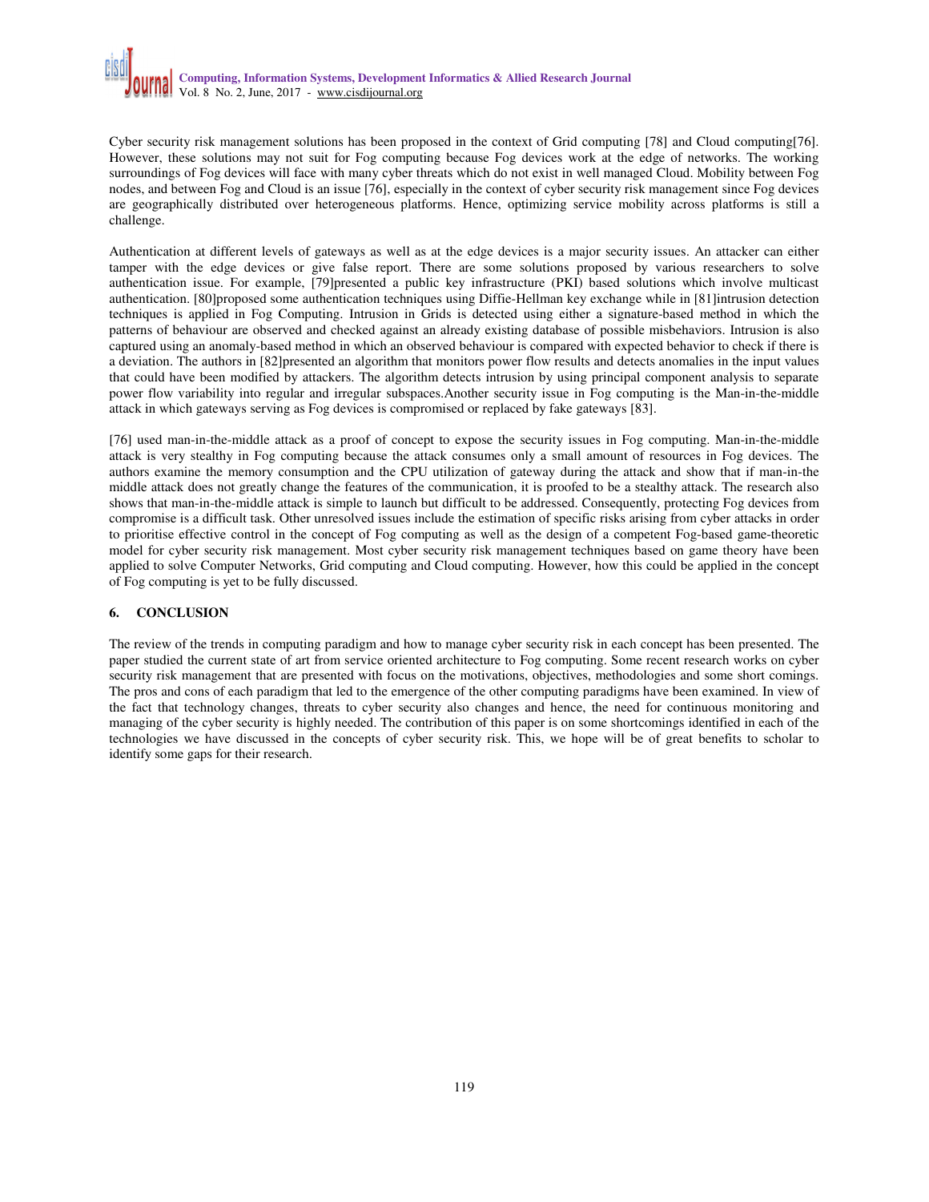Cyber security risk management solutions has been proposed in the context of Grid computing [78] and Cloud computing[76]. However, these solutions may not suit for Fog computing because Fog devices work at the edge of networks. The working surroundings of Fog devices will face with many cyber threats which do not exist in well managed Cloud. Mobility between Fog nodes, and between Fog and Cloud is an issue [76], especially in the context of cyber security risk management since Fog devices are geographically distributed over heterogeneous platforms. Hence, optimizing service mobility across platforms is still a challenge.

Authentication at different levels of gateways as well as at the edge devices is a major security issues. An attacker can either tamper with the edge devices or give false report. There are some solutions proposed by various researchers to solve authentication issue. For example, [79]presented a public key infrastructure (PKI) based solutions which involve multicast authentication. [80]proposed some authentication techniques using Diffie-Hellman key exchange while in [81]intrusion detection techniques is applied in Fog Computing. Intrusion in Grids is detected using either a signature-based method in which the patterns of behaviour are observed and checked against an already existing database of possible misbehaviors. Intrusion is also captured using an anomaly-based method in which an observed behaviour is compared with expected behavior to check if there is a deviation. The authors in [82]presented an algorithm that monitors power flow results and detects anomalies in the input values that could have been modified by attackers. The algorithm detects intrusion by using principal component analysis to separate power flow variability into regular and irregular subspaces.Another security issue in Fog computing is the Man-in-the-middle attack in which gateways serving as Fog devices is compromised or replaced by fake gateways [83].

[76] used man-in-the-middle attack as a proof of concept to expose the security issues in Fog computing. Man-in-the-middle attack is very stealthy in Fog computing because the attack consumes only a small amount of resources in Fog devices. The authors examine the memory consumption and the CPU utilization of gateway during the attack and show that if man-in-the middle attack does not greatly change the features of the communication, it is proofed to be a stealthy attack. The research also shows that man-in-the-middle attack is simple to launch but difficult to be addressed. Consequently, protecting Fog devices from compromise is a difficult task. Other unresolved issues include the estimation of specific risks arising from cyber attacks in order to prioritise effective control in the concept of Fog computing as well as the design of a competent Fog-based game-theoretic model for cyber security risk management. Most cyber security risk management techniques based on game theory have been applied to solve Computer Networks, Grid computing and Cloud computing. However, how this could be applied in the concept of Fog computing is yet to be fully discussed.

## 6. CONCLUSION

The review of the trends in computing paradigm and how to manage cyber security risk in each concept has been presented. The paper studied the current state of art from service oriented architecture to Fog computing. Some recent research works on cyber security risk management that are presented with focus on the motivations, objectives, methodologies and some short comings. The pros and cons of each paradigm that led to the emergence of the other computing paradigms have been examined. In view of the fact that technology changes, threats to cyber security also changes and hence, the need for continuous monitoring and managing of the cyber security is highly needed. The contribution of this paper is on some shortcomings identified in each of the technologies we have discussed in the concepts of cyber security risk. This, we hope will be of great benefits to scholar to identify some gaps for their research.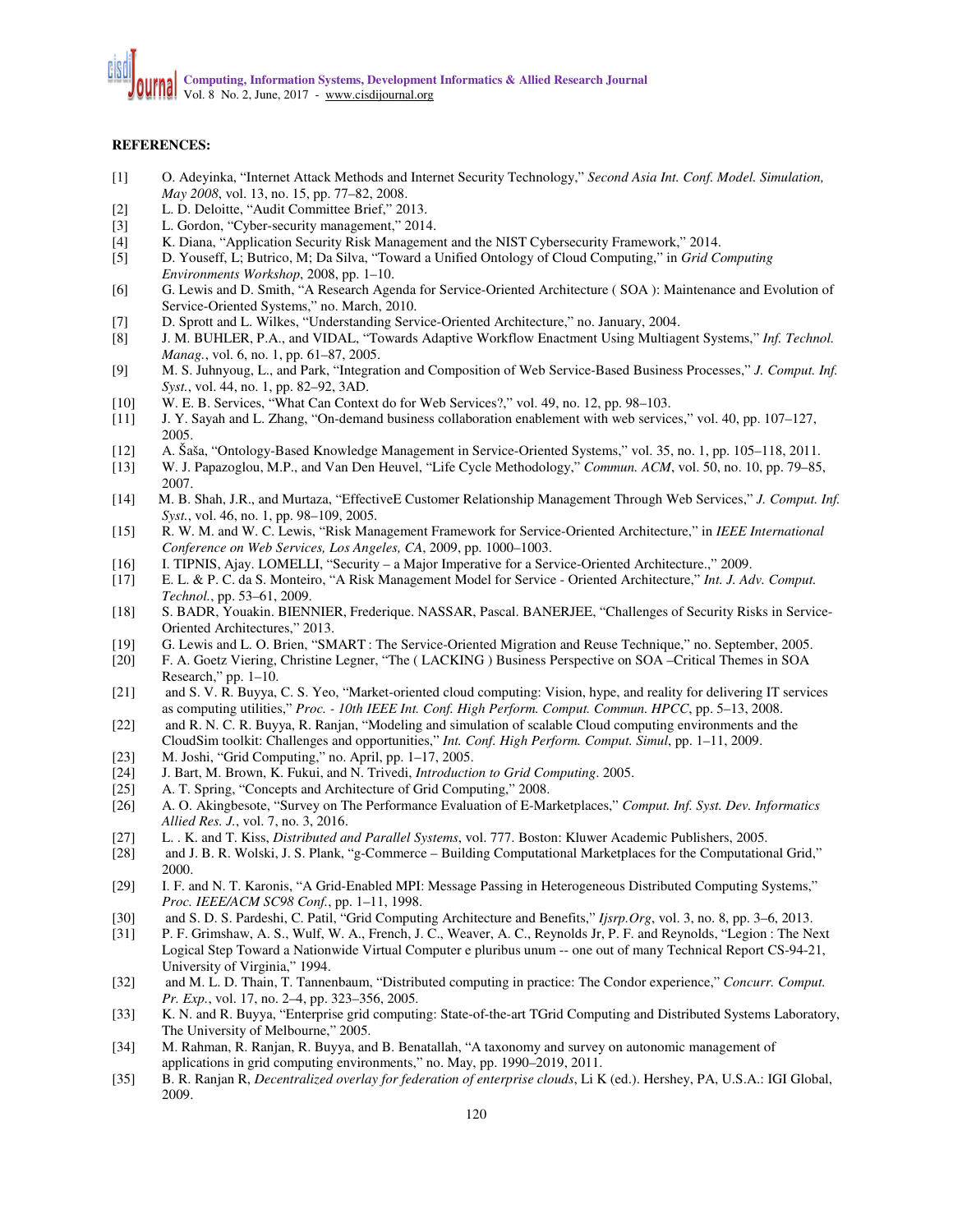**REFERENCES:**

[1] O. Adeyinka, "Internet Attack Methods and Internet Security Technology," *Second Asia Int. Conf. Model. Simulation, May 2008*, vol. 13, no. 15, pp. 77–82, 2008.

[2] L. D. Deloitte, "Audit Committee Brief," 2013.

[3] L. Gordon, "Cyber-security management," 2014.

[4] K. Diana, "Application Security Risk Management and the NIST Cybersecurity Framework," 2014.

[5] D. Youseff, L; Butrico, M; Da Silva, "Toward a Unified Ontology of Cloud Computing," in *Grid Computing Environments Workshop*, 2008, pp. 1–10.

[6] G. Lewis and D. Smith, "A Research Agenda for Service-Oriented Architecture ( SOA ): Maintenance and Evolution of Service-Oriented Systems," no. March, 2010.

[7] D. Sprott and L. Wilkes, "Understanding Service-Oriented Architecture," no. January, 2004.

[8] J. M. BUHLER, P.A., and VIDAL, "Towards Adaptive Workflow Enactment Using Multiagent Systems," *Inf. Technol. Manag.*, vol. 6, no. 1, pp. 61–87, 2005.

[9] M. S. Juhnyoug, L., and Park, "Integration and Composition of Web Service-Based Business Processes," *J. Comput. Inf. Syst.*, vol. 44, no. 1, pp. 82–92, 3AD.

[10] W. E. B. Services, "What Can Context do for Web Services?," vol. 49, no. 12, pp. 98–103.

[11] J. Y. Sayah and L. Zhang, "On-demand business collaboration enablement with web services," vol. 40, pp. 107–127, 2005.

[12] A. Šaša, "Ontology-Based Knowledge Management in Service-Oriented Systems," vol. 35, no. 1, pp. 105–118, 2011.

[13] W. J. Papazoglou, M.P., and Van Den Heuvel, "Life Cycle Methodology," *Commun. ACM*, vol. 50, no. 10, pp. 79–85, 2007.

[14] M. B. Shah, J.R., and Murtaza, "EffectiveE Customer Relationship Management Through Web Services," *J. Comput. Inf. Syst.*, vol. 46, no. 1, pp. 98–109, 2005.

[15] R. W. M. and W. C. Lewis, "Risk Management Framework for Service-Oriented Architecture," in *IEEE International Conference on Web Services, Los Angeles, CA*, 2009, pp. 1000–1003.

[16] I. TIPNIS, Ajay. LOMELLI, "Security – a Major Imperative for a Service-Oriented Architecture.," 2009.

[17] E. L. & P. C. da S. Monteiro, "A Risk Management Model for Service - Oriented Architecture," *Int. J. Adv. Comput. Technol.*, pp. 53–61, 2009.

[18] S. BADR, Youakin. BIENNIER, Frederique. NASSAR, Pascal. BANERJEE, "Challenges of Security Risks in Service-Oriented Architectures," 2013.

[19] G. Lewis and L. O. Brien, "SMART : The Service-Oriented Migration and Reuse Technique," no. September, 2005.

[20] F. A. Goetz Viering, Christine Legner, "The ( LACKING ) Business Perspective on SOA –Critical Themes in SOA Research," pp. 1–10.

[21] and S. V. R. Buyya, C. S. Yeo, "Market-oriented cloud computing: Vision, hype, and reality for delivering IT services as computing utilities," *Proc. - 10th IEEE Int. Conf. High Perform. Comput. Commun. HPCC*, pp. 5–13, 2008.

[22] and R. N. C. R. Buyya, R. Ranjan, "Modeling and simulation of scalable Cloud computing environments and the CloudSim toolkit: Challenges and opportunities," *Int. Conf. High Perform. Comput. Simul*, pp. 1–11, 2009.

[23] M. Joshi, "Grid Computing," no. April, pp. 1–17, 2005.

[24] J. Bart, M. Brown, K. Fukui, and N. Trivedi, *Introduction to Grid Computing*. 2005.

[25] A. T. Spring, "Concepts and Architecture of Grid Computing," 2008.

[26] A. O. Akingbesote, "Survey on The Performance Evaluation of E-Marketplaces," *Comput. Inf. Syst. Dev. Informatics Allied Res. J.*, vol. 7, no. 3, 2016.

[27] L. . K. and T. Kiss, *Distributed and Parallel Systems*, vol. 777. Boston: Kluwer Academic Publishers, 2005.

[28] and J. B. R. Wolski, J. S. Plank, "g-Commerce – Building Computational Marketplaces for the Computational Grid," 2000.

[29] I. F. and N. T. Karonis, "A Grid-Enabled MPI: Message Passing in Heterogeneous Distributed Computing Systems," *Proc. IEEE/ACM SC98 Conf.*, pp. 1–11, 1998.

[30] and S. D. S. Pardeshi, C. Patil, "Grid Computing Architecture and Benefits," *Ijsrp.Org*, vol. 3, no. 8, pp. 3–6, 2013.

[31] P. F. Grimshaw, A. S., Wulf, W. A., French, J. C., Weaver, A. C., Reynolds Jr, P. F. and Reynolds, "Legion : The Next Logical Step Toward a Nationwide Virtual Computer e pluribus unum -- one out of many Technical Report CS-94-21, University of Virginia," 1994.

[32] and M. L. D. Thain, T. Tannenbaum, "Distributed computing in practice: The Condor experience," *Concurr. Comput. Pr. Exp.*, vol. 17, no. 2–4, pp. 323–356, 2005.

[33] K. N. and R. Buyya, "Enterprise grid computing: State-of-the-art TGrid Computing and Distributed Systems Laboratory, The University of Melbourne," 2005.

[34] M. Rahman, R. Ranjan, R. Buyya, and B. Benatallah, "A taxonomy and survey on autonomic management of applications in grid computing environments," no. May, pp. 1990–2019, 2011.

[35] B. R. Ranjan R, *Decentralized overlay for federation of enterprise clouds*, Li K (ed.). Hershey, PA, U.S.A.: IGI Global, 2009.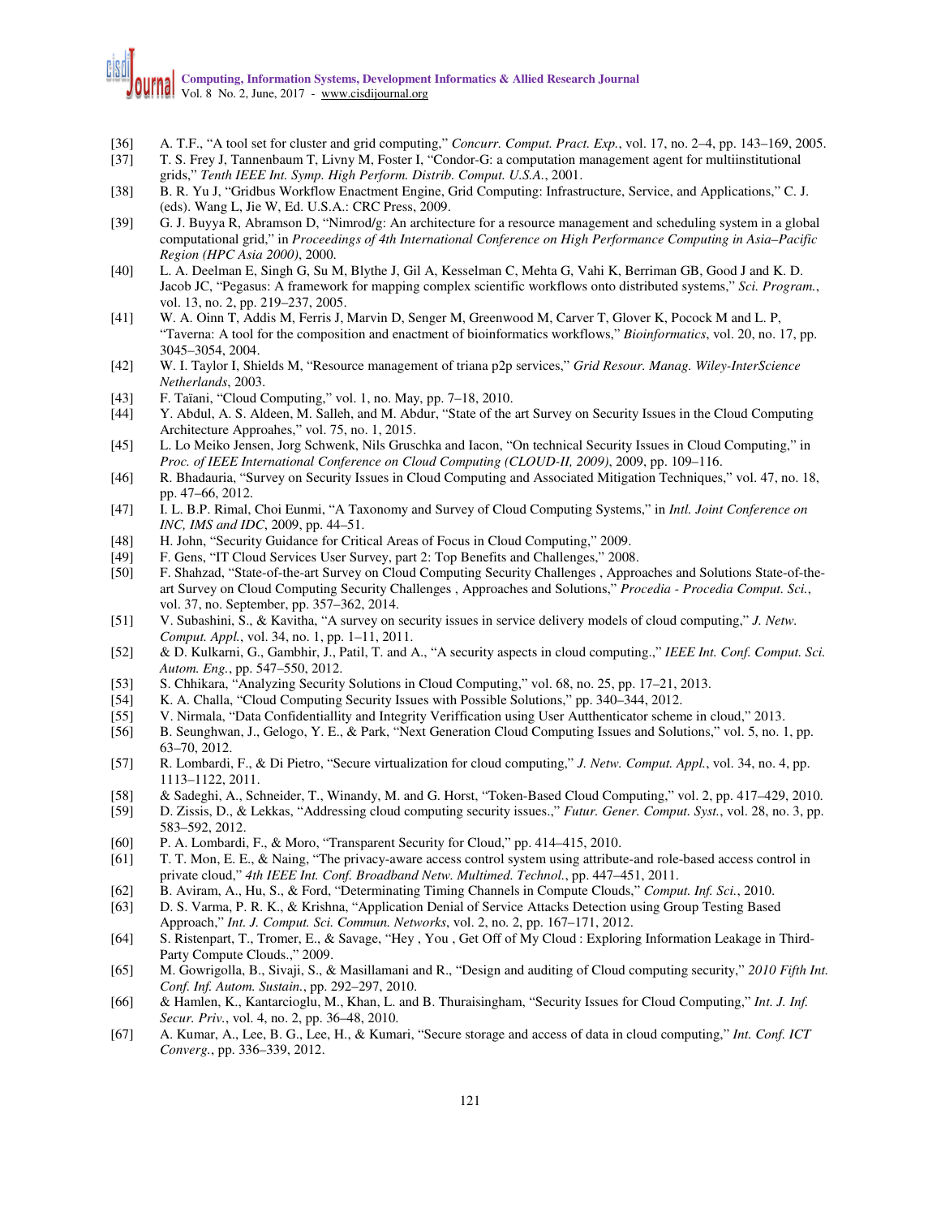[36] A. T.F., "A tool set for cluster and grid computing," *Concurr. Comput. Pract. Exp.*, vol. 17, no. 2–4, pp. 143–169, 2005.

[37] T. S. Frey J, Tannenbaum T, Livny M, Foster I, "Condor-G: a computation management agent for multiinstitutional grids," *Tenth IEEE Int. Symp. High Perform. Distrib. Comput. U.S.A.*, 2001.

[38] B. R. Yu J, "Gridbus Workflow Enactment Engine, Grid Computing: Infrastructure, Service, and Applications," C. J. (eds). Wang L, Jie W, Ed. U.S.A.: CRC Press, 2009.

[39] G. J. Buyya R, Abramson D, "Nimrod/g: An architecture for a resource management and scheduling system in a global computational grid," in *Proceedings of 4th International Conference on High Performance Computing in Asia–Pacific Region (HPC Asia 2000)*, 2000.

[40] L. A. Deelman E, Singh G, Su M, Blythe J, Gil A, Kesselman C, Mehta G, Vahi K, Berriman GB, Good J and K. D. Jacob JC, "Pegasus: A framework for mapping complex scientific workflows onto distributed systems," *Sci. Program.*, vol. 13, no. 2, pp. 219–237, 2005.

[41] W. A. Oinn T, Addis M, Ferris J, Marvin D, Senger M, Greenwood M, Carver T, Glover K, Pocock M and L. P, "Taverna: A tool for the composition and enactment of bioinformatics workflows," *Bioinformatics*, vol. 20, no. 17, pp. 3045–3054, 2004.

[42] W. I. Taylor I, Shields M, "Resource management of triana p2p services," *Grid Resour. Manag. Wiley-InterScience Netherlands*, 2003.

[43] F. Taïani, "Cloud Computing," vol. 1, no. May, pp. 7–18, 2010.

[44] Y. Abdul, A. S. Aldeen, M. Salleh, and M. Abdur, "State of the art Survey on Security Issues in the Cloud Computing Architecture Approahes," vol. 75, no. 1, 2015.

[45] L. Lo Meiko Jensen, Jorg Schwenk, Nils Gruschka and Iacon, "On technical Security Issues in Cloud Computing," in *Proc. of IEEE International Conference on Cloud Computing (CLOUD-II, 2009)*, 2009, pp. 109–116.

[46] R. Bhadauria, "Survey on Security Issues in Cloud Computing and Associated Mitigation Techniques," vol. 47, no. 18, pp. 47–66, 2012.

[47] I. L. B.P. Rimal, Choi Eunmi, "A Taxonomy and Survey of Cloud Computing Systems," in *Intl. Joint Conference on INC, IMS and IDC*, 2009, pp. 44–51.

[48] H. John, "Security Guidance for Critical Areas of Focus in Cloud Computing," 2009.

[49] F. Gens, "IT Cloud Services User Survey, part 2: Top Benefits and Challenges," 2008.

[50] F. Shahzad, "State-of-the-art Survey on Cloud Computing Security Challenges , Approaches and Solutions State-of-the-art Survey on Cloud Computing Security Challenges , Approaches and Solutions," *Procedia - Procedia Comput. Sci.*, vol. 37, no. September, pp. 357–362, 2014.

[51] V. Subashini, S., & Kavitha, "A survey on security issues in service delivery models of cloud computing," *J. Netw. Comput. Appl.*, vol. 34, no. 1, pp. 1–11, 2011.

[52] & D. Kulkarni, G., Gambhir, J., Patil, T. and A., "A security aspects in cloud computing.," *IEEE Int. Conf. Comput. Sci. Autom. Eng.*, pp. 547–550, 2012.

[53] S. Chhikara, "Analyzing Security Solutions in Cloud Computing," vol. 68, no. 25, pp. 17–21, 2013.

[54] K. A. Challa, "Cloud Computing Security Issues with Possible Solutions," pp. 340–344, 2012.

[55] V. Nirmala, "Data Confidentiallity and Integrity Veriffication using User Autthenticator scheme in cloud," 2013.

[56] B. Seunghwan, J., Gelogo, Y. E., & Park, "Next Generation Cloud Computing Issues and Solutions," vol. 5, no. 1, pp. 63–70, 2012.

[57] R. Lombardi, F., & Di Pietro, "Secure virtualization for cloud computing," *J. Netw. Comput. Appl.*, vol. 34, no. 4, pp. 1113–1122, 2011.

[58] & Sadeghi, A., Schneider, T., Winandy, M. and G. Horst, "Token-Based Cloud Computing," vol. 2, pp. 417–429, 2010.

[59] D. Zissis, D., & Lekkas, "Addressing cloud computing security issues.," *Futur. Gener. Comput. Syst.*, vol. 28, no. 3, pp. 583–592, 2012.

[60] P. A. Lombardi, F., & Moro, "Transparent Security for Cloud," pp. 414–415, 2010.

[61] T. T. Mon, E. E., & Naing, "The privacy-aware access control system using attribute-and role-based access control in private cloud," *4th IEEE Int. Conf. Broadband Netw. Multimed. Technol.*, pp. 447–451, 2011.

[62] B. Aviram, A., Hu, S., & Ford, "Determinating Timing Channels in Compute Clouds," *Comput. Inf. Sci.*, 2010.

[63] D. S. Varma, P. R. K., & Krishna, "Application Denial of Service Attacks Detection using Group Testing Based Approach," *Int. J. Comput. Sci. Commun. Networks*, vol. 2, no. 2, pp. 167–171, 2012.

[64] S. Ristenpart, T., Tromer, E., & Savage, "Hey , You , Get Off of My Cloud : Exploring Information Leakage in Third-Party Compute Clouds.," 2009.

[65] M. Gowrigolla, B., Sivaji, S., & Masillamani and R., "Design and auditing of Cloud computing security," *2010 Fifth Int. Conf. Inf. Autom. Sustain.*, pp. 292–297, 2010.

[66] & Hamlen, K., Kantarcioglu, M., Khan, L. and B. Thuraisingham, "Security Issues for Cloud Computing," *Int. J. Inf. Secur. Priv.*, vol. 4, no. 2, pp. 36–48, 2010.

[67] A. Kumar, A., Lee, B. G., Lee, H., & Kumari, "Secure storage and access of data in cloud computing," *Int. Conf. ICT Converg.*, pp. 336–339, 2012.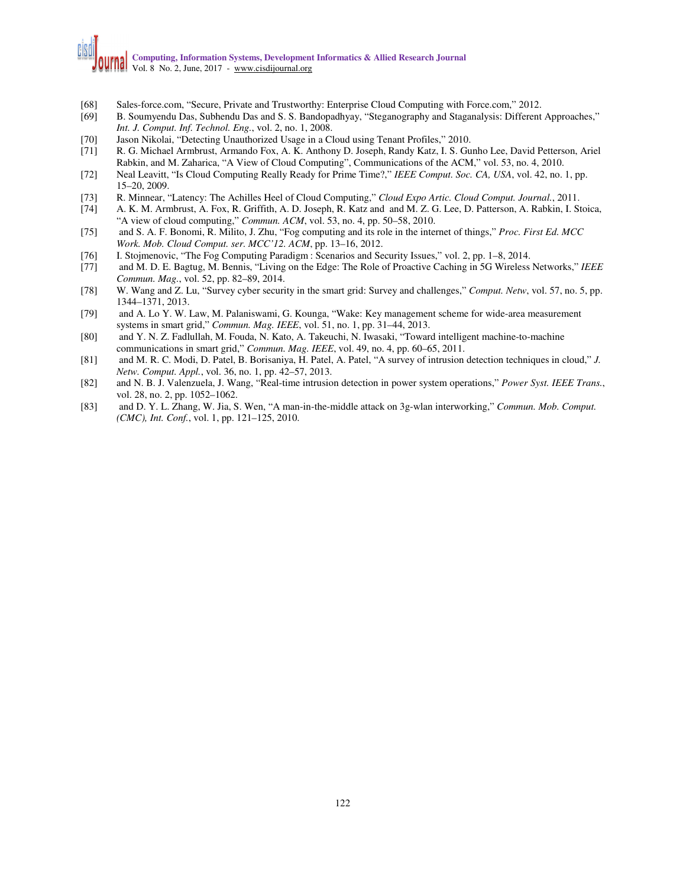[68] Sales-force.com, "Secure, Private and Trustworthy: Enterprise Cloud Computing with Force.com," 2012.

[69] B. Soumyendu Das, Subhendu Das and S. S. Bandopadhyay, "Steganography and Staganalysis: Different Approaches," *Int. J. Comput. Inf. Technol. Eng.*, vol. 2, no. 1, 2008.

[70] Jason Nikolai, "Detecting Unauthorized Usage in a Cloud using Tenant Profiles," 2010.

[71] R. G. Michael Armbrust, Armando Fox, A. K. Anthony D. Joseph, Randy Katz, I. S. Gunho Lee, David Petterson, Ariel Rabkin, and M. Zaharica, "A View of Cloud Computing", Communications of the ACM," vol. 53, no. 4, 2010.

[72] Neal Leavitt, "Is Cloud Computing Really Ready for Prime Time?," *IEEE Comput. Soc. CA, USA*, vol. 42, no. 1, pp. 15–20, 2009.

[73] R. Minnear, "Latency: The Achilles Heel of Cloud Computing," *Cloud Expo Artic. Cloud Comput. Journal.*, 2011.

[74] A. K. M. Armbrust, A. Fox, R. Griffith, A. D. Joseph, R. Katz and and M. Z. G. Lee, D. Patterson, A. Rabkin, I. Stoica, "A view of cloud computing," *Commun. ACM*, vol. 53, no. 4, pp. 50–58, 2010.

[75] and S. A. F. Bonomi, R. Milito, J. Zhu, "Fog computing and its role in the internet of things," *Proc. First Ed. MCC Work. Mob. Cloud Comput. ser. MCC'12. ACM*, pp. 13–16, 2012.

[76] I. Stojmenovic, "The Fog Computing Paradigm : Scenarios and Security Issues," vol. 2, pp. 1–8, 2014.

[77] and M. D. E. Bagtug, M. Bennis, "Living on the Edge: The Role of Proactive Caching in 5G Wireless Networks," *IEEE Commun. Mag.*, vol. 52, pp. 82–89, 2014.

[78] W. Wang and Z. Lu, "Survey cyber security in the smart grid: Survey and challenges," *Comput. Netw*, vol. 57, no. 5, pp. 1344–1371, 2013.

[79] and A. Lo Y. W. Law, M. Palaniswami, G. Kounga, "Wake: Key management scheme for wide-area measurement systems in smart grid," *Commun. Mag. IEEE*, vol. 51, no. 1, pp. 31–44, 2013.

[80] and Y. N. Z. Fadlullah, M. Fouda, N. Kato, A. Takeuchi, N. Iwasaki, "Toward intelligent machine-to-machine communications in smart grid," *Commun. Mag. IEEE*, vol. 49, no. 4, pp. 60–65, 2011.

[81] and M. R. C. Modi, D. Patel, B. Borisaniya, H. Patel, A. Patel, "A survey of intrusion detection techniques in cloud," *J. Netw. Comput. Appl.*, vol. 36, no. 1, pp. 42–57, 2013.

[82] and N. B. J. Valenzuela, J. Wang, "Real-time intrusion detection in power system operations," *Power Syst. IEEE Trans.*, vol. 28, no. 2, pp. 1052–1062.

[83] and D. Y. L. Zhang, W. Jia, S. Wen, "A man-in-the-middle attack on 3g-wlan interworking," *Commun. Mob. Comput. (CMC), Int. Conf.*, vol. 1, pp. 121–125, 2010.